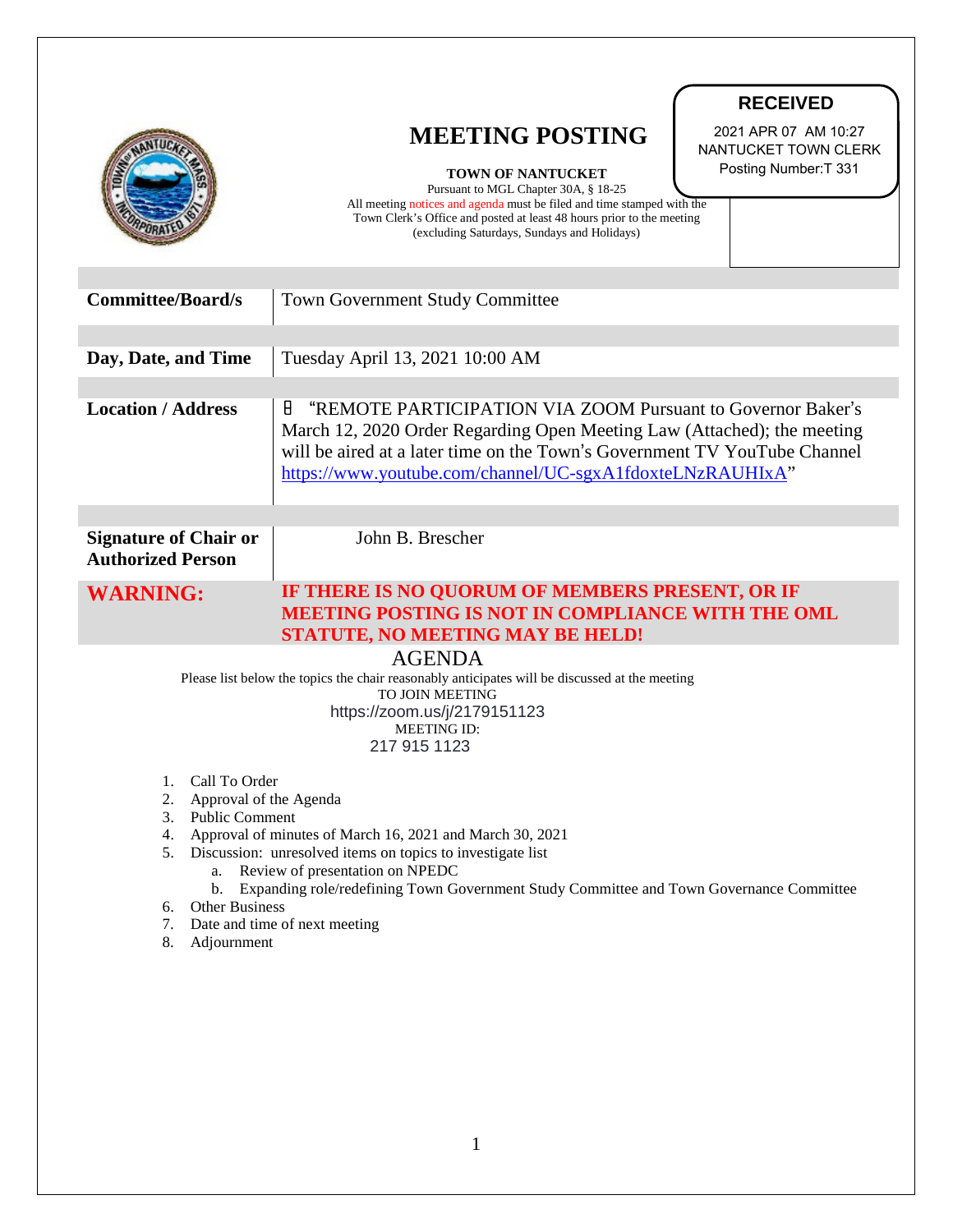# MEETING POSTING

**RECEIVED**
2021 APR 07 AM 10:27
NANTUCKET TOWN CLERK
Posting Number:T 331

**TOWN OF NANTUCKET**
Pursuant to MGL Chapter 30A, § 18-25
All meeting notices and agenda must be filed and time stamped with the Town Clerk's Office and posted at least 48 hours prior to the meeting (excluding Saturdays, Sundays and Holidays)

| | |
|---|---|
| **Committee/Board/s** | Town Government Study Committee |
| **Day, Date, and Time** | Tuesday April 13, 2021 10:00 AM |
| **Location / Address** | "REMOTE PARTICIPATION VIA ZOOM Pursuant to Governor Baker's March 12, 2020 Order Regarding Open Meeting Law (Attached); the meeting will be aired at a later time on the Town's Government TV YouTube Channel https://www.youtube.com/channel/UC-sgxA1fdoxteLNzRAUHIxA" |
| **Signature of Chair or Authorized Person** | John B. Brescher |
| **WARNING:** | **IF THERE IS NO QUORUM OF MEMBERS PRESENT, OR IF MEETING POSTING IS NOT IN COMPLIANCE WITH THE OML STATUTE, NO MEETING MAY BE HELD!** |

## AGENDA

Please list below the topics the chair reasonably anticipates will be discussed at the meeting

TO JOIN MEETING
https://zoom.us/j/2179151123
MEETING ID:
217 915 1123

1. Call To Order
2. Approval of the Agenda
3. Public Comment
4. Approval of minutes of March 16, 2021 and March 30, 2021
5. Discussion: unresolved items on topics to investigate list
   a. Review of presentation on NPEDC
   b. Expanding role/redefining Town Government Study Committee and Town Governance Committee
6. Other Business
7. Date and time of next meeting
8. Adjournment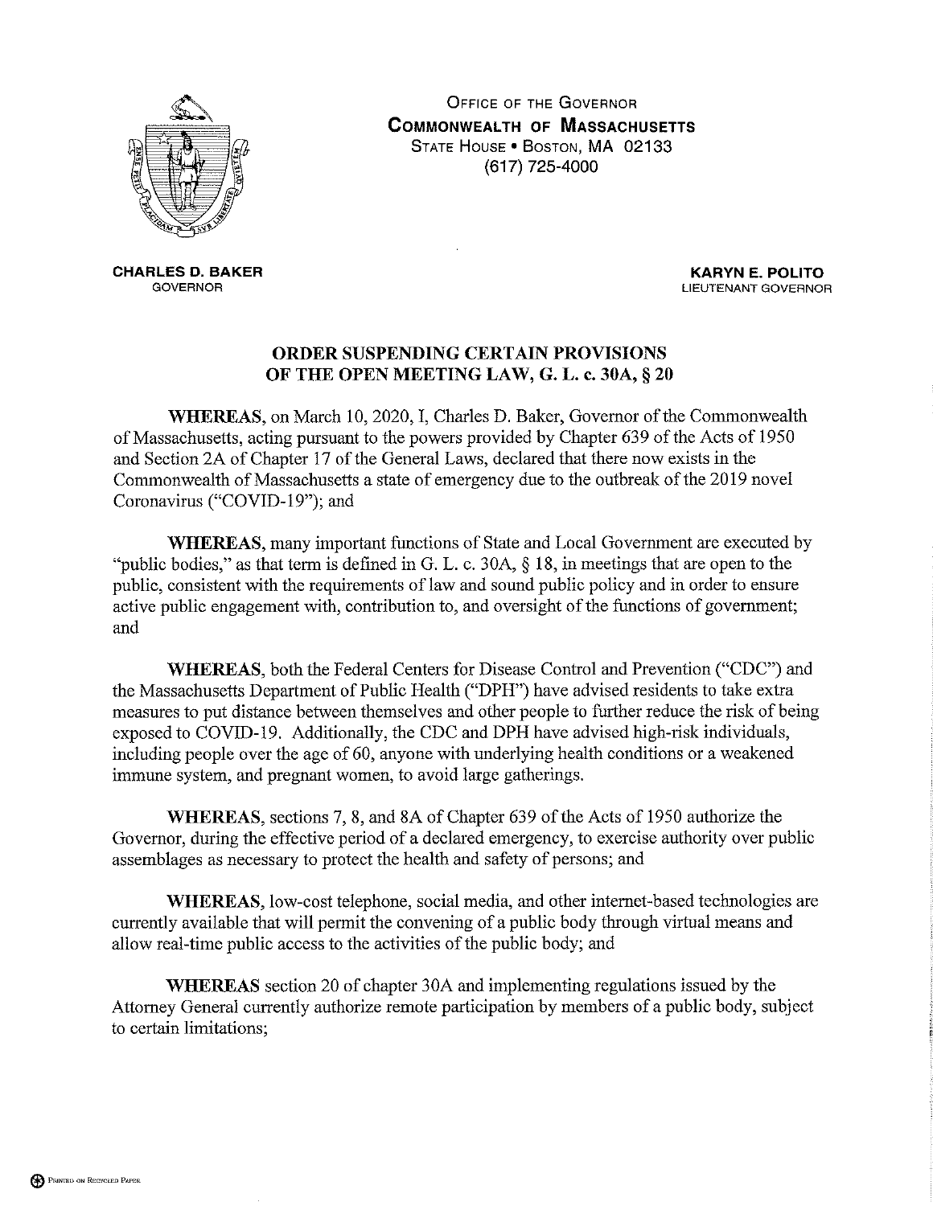OFFICE OF THE GOVERNOR
**COMMONWEALTH OF MASSACHUSETTS**
STATE HOUSE • BOSTON, MA 02133
(617) 725-4000

**CHARLES D. BAKER**
GOVERNOR

**KARYN E. POLITO**
LIEUTENANT GOVERNOR

## ORDER SUSPENDING CERTAIN PROVISIONS OF THE OPEN MEETING LAW, G. L. c. 30A, § 20

**WHEREAS**, on March 10, 2020, I, Charles D. Baker, Governor of the Commonwealth of Massachusetts, acting pursuant to the powers provided by Chapter 639 of the Acts of 1950 and Section 2A of Chapter 17 of the General Laws, declared that there now exists in the Commonwealth of Massachusetts a state of emergency due to the outbreak of the 2019 novel Coronavirus ("COVID-19"); and

**WHEREAS**, many important functions of State and Local Government are executed by "public bodies," as that term is defined in G. L. c. 30A, § 18, in meetings that are open to the public, consistent with the requirements of law and sound public policy and in order to ensure active public engagement with, contribution to, and oversight of the functions of government; and

**WHEREAS**, both the Federal Centers for Disease Control and Prevention ("CDC") and the Massachusetts Department of Public Health ("DPH") have advised residents to take extra measures to put distance between themselves and other people to further reduce the risk of being exposed to COVID-19. Additionally, the CDC and DPH have advised high-risk individuals, including people over the age of 60, anyone with underlying health conditions or a weakened immune system, and pregnant women, to avoid large gatherings.

**WHEREAS**, sections 7, 8, and 8A of Chapter 639 of the Acts of 1950 authorize the Governor, during the effective period of a declared emergency, to exercise authority over public assemblages as necessary to protect the health and safety of persons; and

**WHEREAS**, low-cost telephone, social media, and other internet-based technologies are currently available that will permit the convening of a public body through virtual means and allow real-time public access to the activities of the public body; and

**WHEREAS** section 20 of chapter 30A and implementing regulations issued by the Attorney General currently authorize remote participation by members of a public body, subject to certain limitations;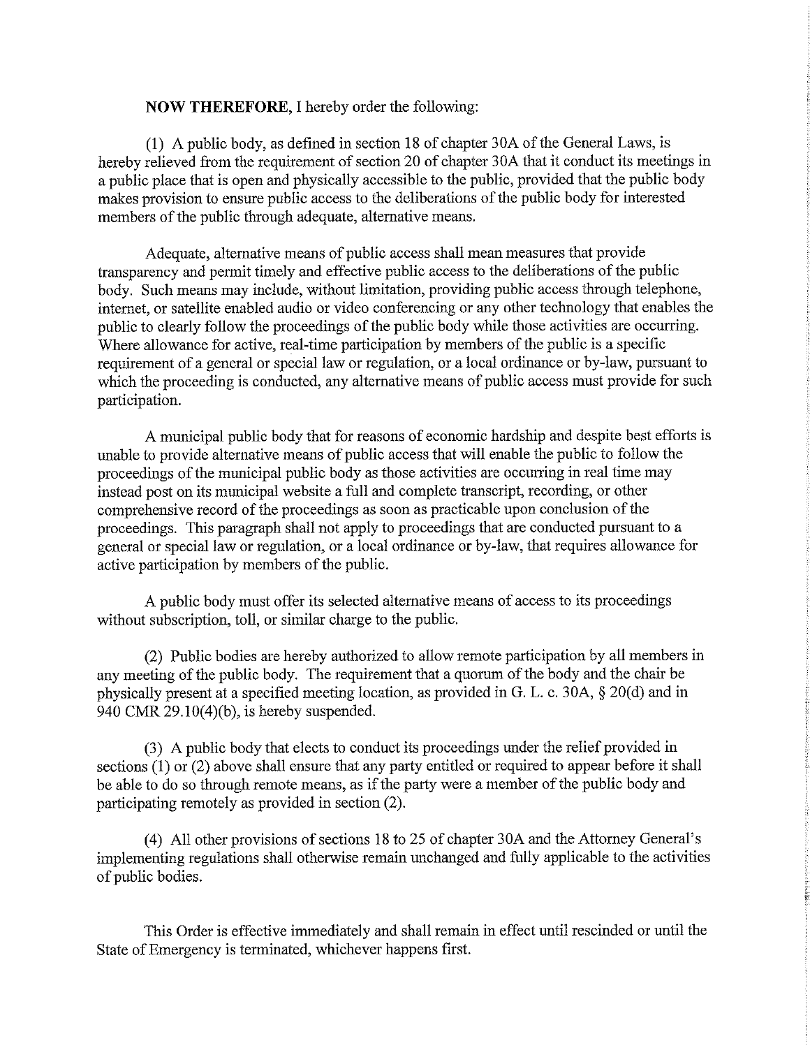**NOW THEREFORE**, I hereby order the following:

(1) A public body, as defined in section 18 of chapter 30A of the General Laws, is hereby relieved from the requirement of section 20 of chapter 30A that it conduct its meetings in a public place that is open and physically accessible to the public, provided that the public body makes provision to ensure public access to the deliberations of the public body for interested members of the public through adequate, alternative means.

Adequate, alternative means of public access shall mean measures that provide transparency and permit timely and effective public access to the deliberations of the public body. Such means may include, without limitation, providing public access through telephone, internet, or satellite enabled audio or video conferencing or any other technology that enables the public to clearly follow the proceedings of the public body while those activities are occurring. Where allowance for active, real-time participation by members of the public is a specific requirement of a general or special law or regulation, or a local ordinance or by-law, pursuant to which the proceeding is conducted, any alternative means of public access must provide for such participation.

A municipal public body that for reasons of economic hardship and despite best efforts is unable to provide alternative means of public access that will enable the public to follow the proceedings of the municipal public body as those activities are occurring in real time may instead post on its municipal website a full and complete transcript, recording, or other comprehensive record of the proceedings as soon as practicable upon conclusion of the proceedings. This paragraph shall not apply to proceedings that are conducted pursuant to a general or special law or regulation, or a local ordinance or by-law, that requires allowance for active participation by members of the public.

A public body must offer its selected alternative means of access to its proceedings without subscription, toll, or similar charge to the public.

(2) Public bodies are hereby authorized to allow remote participation by all members in any meeting of the public body. The requirement that a quorum of the body and the chair be physically present at a specified meeting location, as provided in G. L. c. 30A, § 20(d) and in 940 CMR 29.10(4)(b), is hereby suspended.

(3) A public body that elects to conduct its proceedings under the relief provided in sections (1) or (2) above shall ensure that any party entitled or required to appear before it shall be able to do so through remote means, as if the party were a member of the public body and participating remotely as provided in section (2).

(4) All other provisions of sections 18 to 25 of chapter 30A and the Attorney General's implementing regulations shall otherwise remain unchanged and fully applicable to the activities of public bodies.

This Order is effective immediately and shall remain in effect until rescinded or until the State of Emergency is terminated, whichever happens first.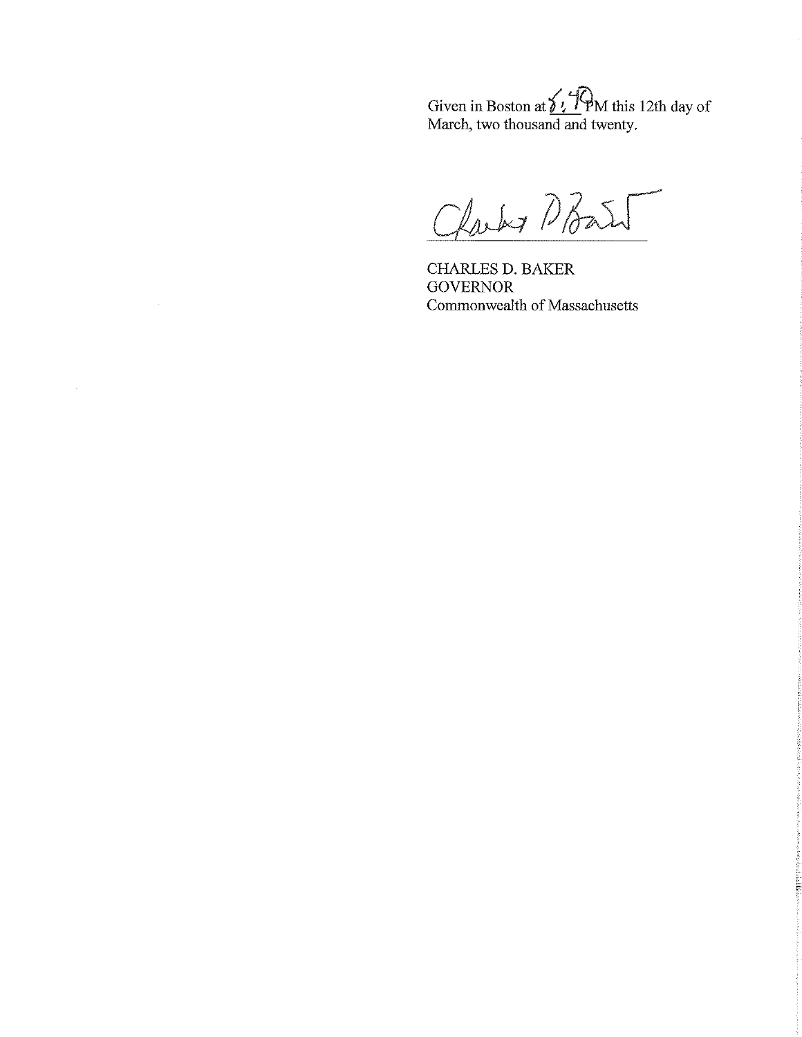Given in Boston at 5:40 PM this 12th day of March, two thousand and twenty.

Charles D Baker

CHARLES D. BAKER
GOVERNOR
Commonwealth of Massachusetts